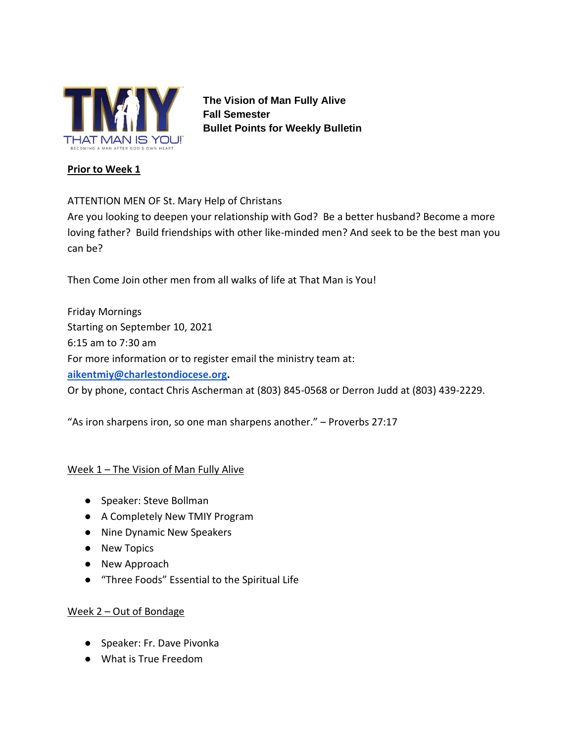TMIY
THAT MAN IS YOU!
BECOMING A MAN AFTER GOD'S OWN HEART

**The Vision of Man Fully Alive**
**Fall Semester**
**Bullet Points for Weekly Bulletin**

**Prior to Week 1**

ATTENTION MEN OF St. Mary Help of Christans
Are you looking to deepen your relationship with God? Be a better husband? Become a more loving father? Build friendships with other like-minded men? And seek to be the best man you can be?

Then Come Join other men from all walks of life at That Man is You!

Friday Mornings
Starting on September 10, 2021
6:15 am to 7:30 am
For more information or to register email the ministry team at:
**aikentmiy@charlestondiocese.org.**
Or by phone, contact Chris Ascherman at (803) 845-0568 or Derron Judd at (803) 439-2229.

"As iron sharpens iron, so one man sharpens another." – Proverbs 27:17

Week 1 – The Vision of Man Fully Alive

- Speaker: Steve Bollman
- A Completely New TMIY Program
- Nine Dynamic New Speakers
- New Topics
- New Approach
- "Three Foods" Essential to the Spiritual Life

Week 2 – Out of Bondage

- Speaker: Fr. Dave Pivonka
- What is True Freedom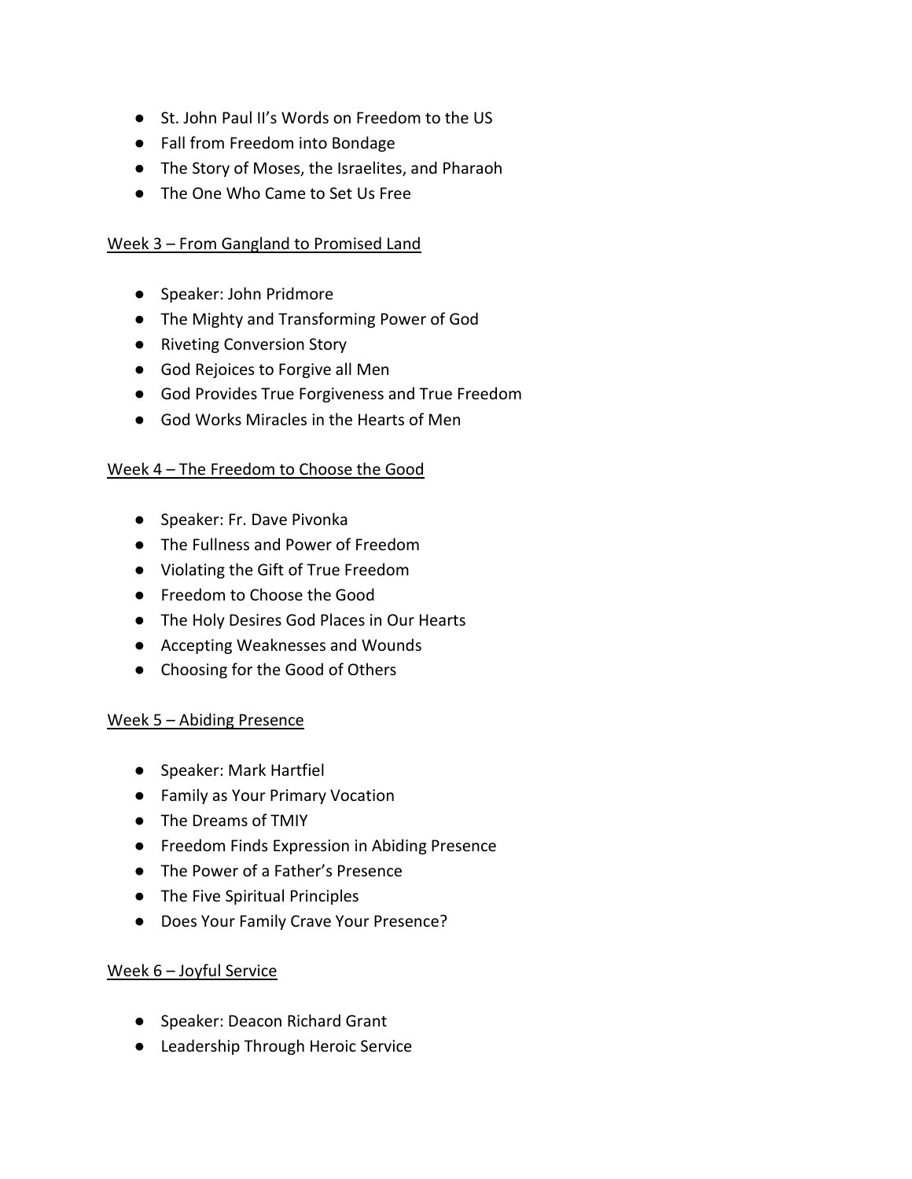- St. John Paul II's Words on Freedom to the US
- Fall from Freedom into Bondage
- The Story of Moses, the Israelites, and Pharaoh
- The One Who Came to Set Us Free

<u>Week 3 – From Gangland to Promised Land</u>

- Speaker: John Pridmore
- The Mighty and Transforming Power of God
- Riveting Conversion Story
- God Rejoices to Forgive all Men
- God Provides True Forgiveness and True Freedom
- God Works Miracles in the Hearts of Men

<u>Week 4 – The Freedom to Choose the Good</u>

- Speaker: Fr. Dave Pivonka
- The Fullness and Power of Freedom
- Violating the Gift of True Freedom
- Freedom to Choose the Good
- The Holy Desires God Places in Our Hearts
- Accepting Weaknesses and Wounds
- Choosing for the Good of Others

<u>Week 5 – Abiding Presence</u>

- Speaker: Mark Hartfiel
- Family as Your Primary Vocation
- The Dreams of TMIY
- Freedom Finds Expression in Abiding Presence
- The Power of a Father's Presence
- The Five Spiritual Principles
- Does Your Family Crave Your Presence?

<u>Week 6 – Joyful Service</u>

- Speaker: Deacon Richard Grant
- Leadership Through Heroic Service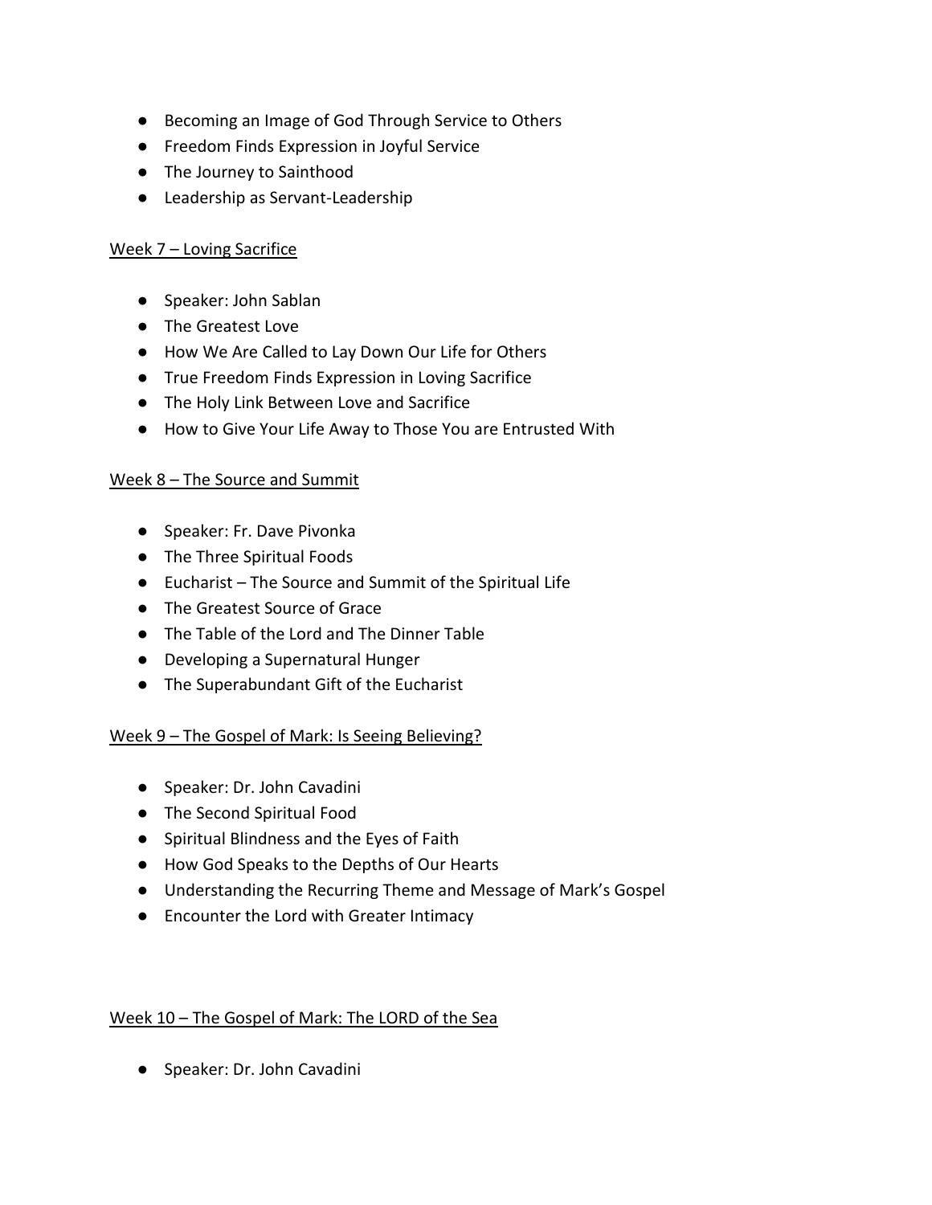- Becoming an Image of God Through Service to Others
- Freedom Finds Expression in Joyful Service
- The Journey to Sainthood
- Leadership as Servant-Leadership

<u>Week 7 – Loving Sacrifice</u>

- Speaker: John Sablan
- The Greatest Love
- How We Are Called to Lay Down Our Life for Others
- True Freedom Finds Expression in Loving Sacrifice
- The Holy Link Between Love and Sacrifice
- How to Give Your Life Away to Those You are Entrusted With

<u>Week 8 – The Source and Summit</u>

- Speaker: Fr. Dave Pivonka
- The Three Spiritual Foods
- Eucharist – The Source and Summit of the Spiritual Life
- The Greatest Source of Grace
- The Table of the Lord and The Dinner Table
- Developing a Supernatural Hunger
- The Superabundant Gift of the Eucharist

<u>Week 9 – The Gospel of Mark: Is Seeing Believing?</u>

- Speaker: Dr. John Cavadini
- The Second Spiritual Food
- Spiritual Blindness and the Eyes of Faith
- How God Speaks to the Depths of Our Hearts
- Understanding the Recurring Theme and Message of Mark's Gospel
- Encounter the Lord with Greater Intimacy

<u>Week 10 – The Gospel of Mark: The LORD of the Sea</u>

- Speaker: Dr. John Cavadini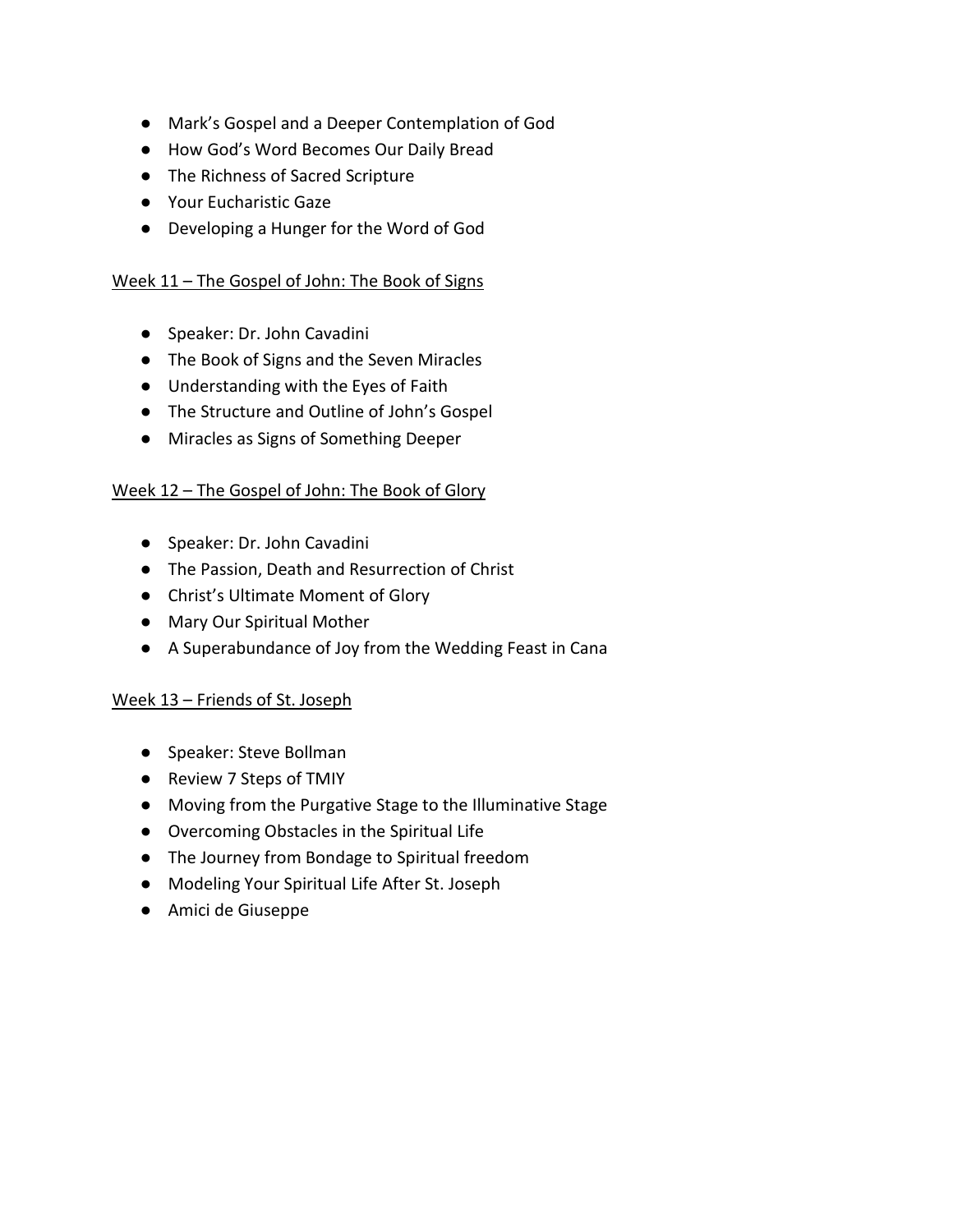- Mark's Gospel and a Deeper Contemplation of God
- How God's Word Becomes Our Daily Bread
- The Richness of Sacred Scripture
- Your Eucharistic Gaze
- Developing a Hunger for the Word of God

Week 11 – The Gospel of John: The Book of Signs

- Speaker: Dr. John Cavadini
- The Book of Signs and the Seven Miracles
- Understanding with the Eyes of Faith
- The Structure and Outline of John's Gospel
- Miracles as Signs of Something Deeper

Week 12 – The Gospel of John: The Book of Glory

- Speaker: Dr. John Cavadini
- The Passion, Death and Resurrection of Christ
- Christ's Ultimate Moment of Glory
- Mary Our Spiritual Mother
- A Superabundance of Joy from the Wedding Feast in Cana

Week 13 – Friends of St. Joseph

- Speaker: Steve Bollman
- Review 7 Steps of TMIY
- Moving from the Purgative Stage to the Illuminative Stage
- Overcoming Obstacles in the Spiritual Life
- The Journey from Bondage to Spiritual freedom
- Modeling Your Spiritual Life After St. Joseph
- Amici de Giuseppe